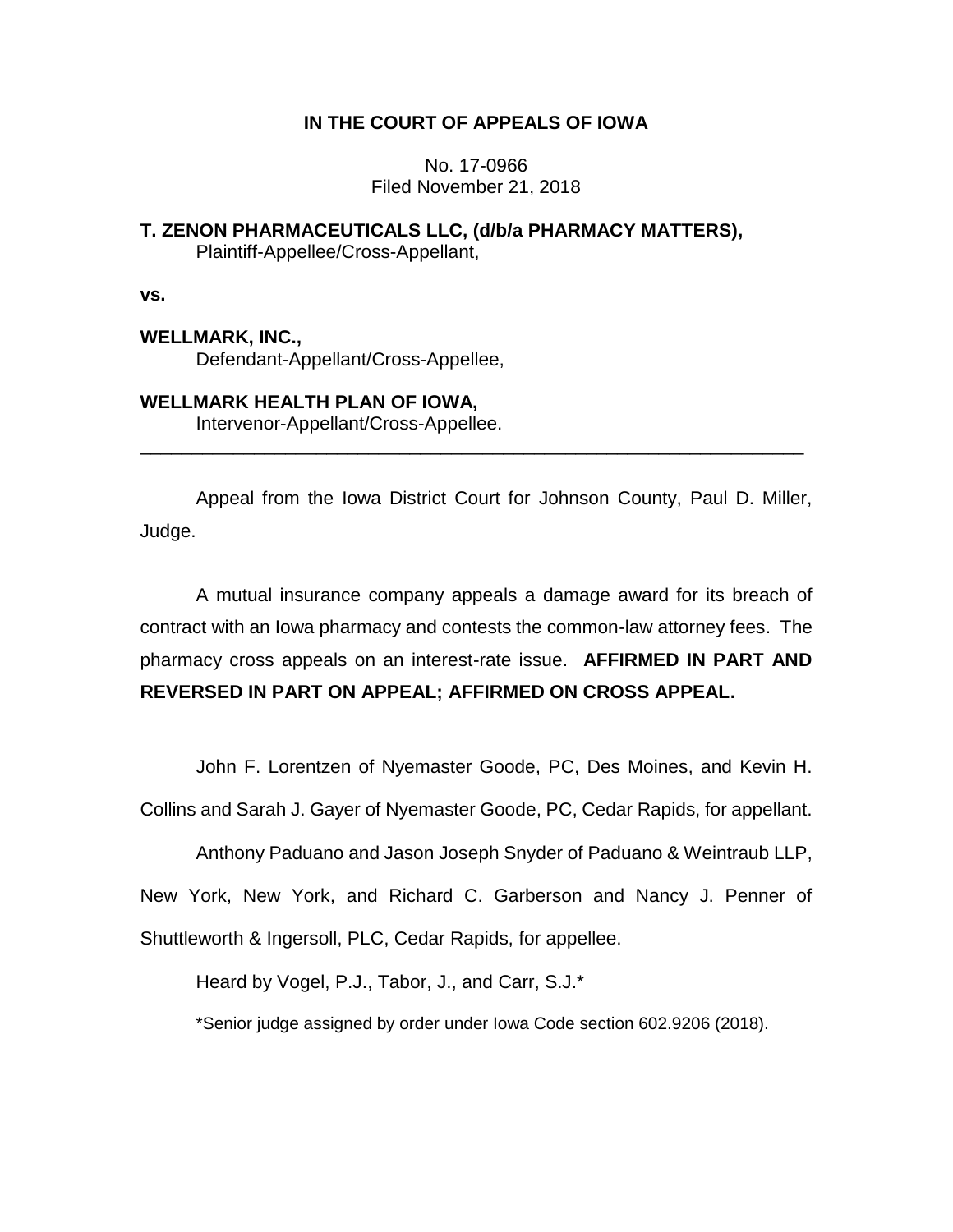# IN THE COURT OF APPEALS OF IOWA

No. 17-0966
Filed November 21, 2018

**T. ZENON PHARMACEUTICALS LLC, (d/b/a PHARMACY MATTERS),**
Plaintiff-Appellee/Cross-Appellant,

**vs.**

**WELLMARK, INC.,**
Defendant-Appellant/Cross-Appellee,

**WELLMARK HEALTH PLAN OF IOWA,**
Intervenor-Appellant/Cross-Appellee.

---

Appeal from the Iowa District Court for Johnson County, Paul D. Miller, Judge.

A mutual insurance company appeals a damage award for its breach of contract with an Iowa pharmacy and contests the common-law attorney fees. The pharmacy cross appeals on an interest-rate issue. **AFFIRMED IN PART AND REVERSED IN PART ON APPEAL; AFFIRMED ON CROSS APPEAL.**

John F. Lorentzen of Nyemaster Goode, PC, Des Moines, and Kevin H. Collins and Sarah J. Gayer of Nyemaster Goode, PC, Cedar Rapids, for appellant.

Anthony Paduano and Jason Joseph Snyder of Paduano & Weintraub LLP, New York, New York, and Richard C. Garberson and Nancy J. Penner of Shuttleworth & Ingersoll, PLC, Cedar Rapids, for appellee.

Heard by Vogel, P.J., Tabor, J., and Carr, S.J.*

*Senior judge assigned by order under Iowa Code section 602.9206 (2018).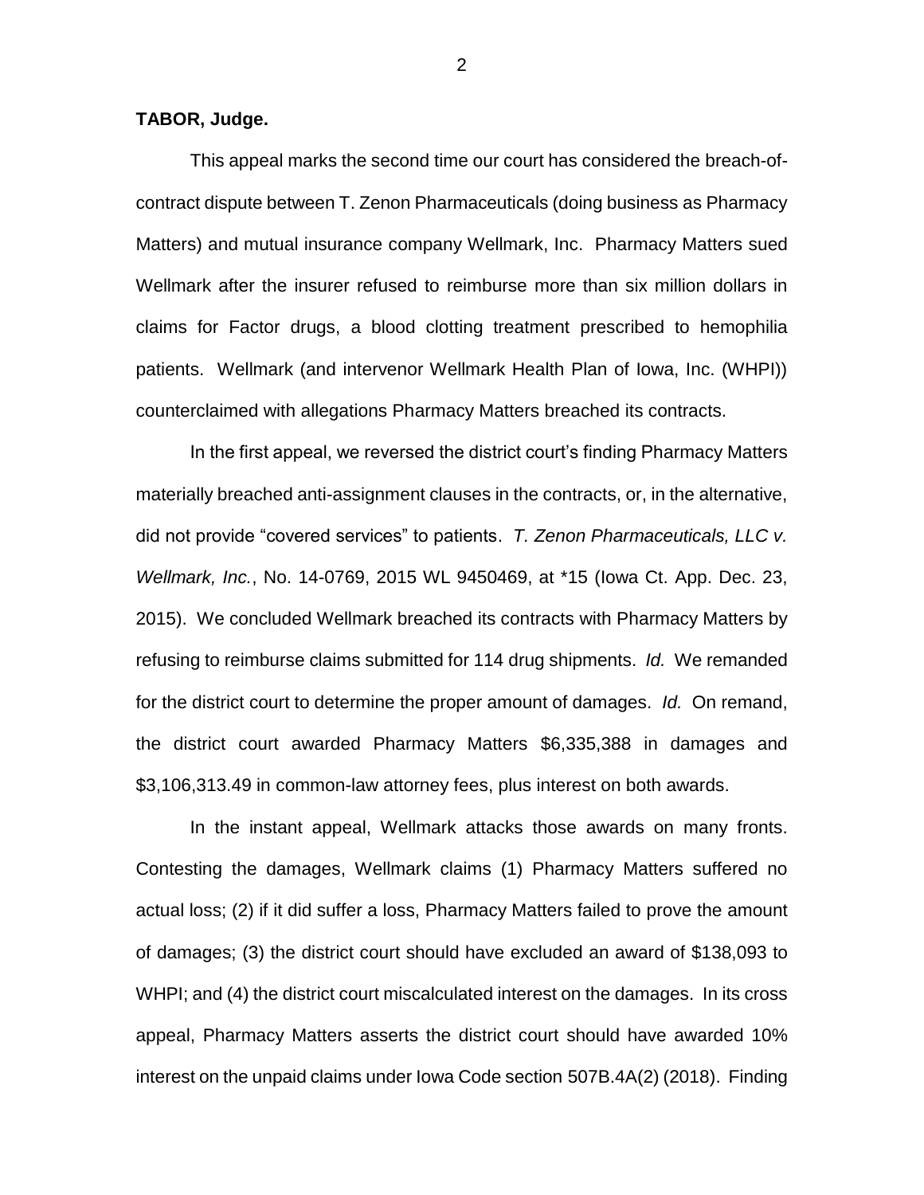**TABOR, Judge.**

This appeal marks the second time our court has considered the breach-of-contract dispute between T. Zenon Pharmaceuticals (doing business as Pharmacy Matters) and mutual insurance company Wellmark, Inc. Pharmacy Matters sued Wellmark after the insurer refused to reimburse more than six million dollars in claims for Factor drugs, a blood clotting treatment prescribed to hemophilia patients. Wellmark (and intervenor Wellmark Health Plan of Iowa, Inc. (WHPI)) counterclaimed with allegations Pharmacy Matters breached its contracts.

In the first appeal, we reversed the district court's finding Pharmacy Matters materially breached anti-assignment clauses in the contracts, or, in the alternative, did not provide "covered services" to patients. *T. Zenon Pharmaceuticals, LLC v. Wellmark, Inc.*, No. 14-0769, 2015 WL 9450469, at *15 (Iowa Ct. App. Dec. 23, 2015). We concluded Wellmark breached its contracts with Pharmacy Matters by refusing to reimburse claims submitted for 114 drug shipments. *Id.* We remanded for the district court to determine the proper amount of damages. *Id.* On remand, the district court awarded Pharmacy Matters $6,335,388 in damages and $3,106,313.49 in common-law attorney fees, plus interest on both awards.

In the instant appeal, Wellmark attacks those awards on many fronts. Contesting the damages, Wellmark claims (1) Pharmacy Matters suffered no actual loss; (2) if it did suffer a loss, Pharmacy Matters failed to prove the amount of damages; (3) the district court should have excluded an award of $138,093 to WHPI; and (4) the district court miscalculated interest on the damages. In its cross appeal, Pharmacy Matters asserts the district court should have awarded 10% interest on the unpaid claims under Iowa Code section 507B.4A(2) (2018). Finding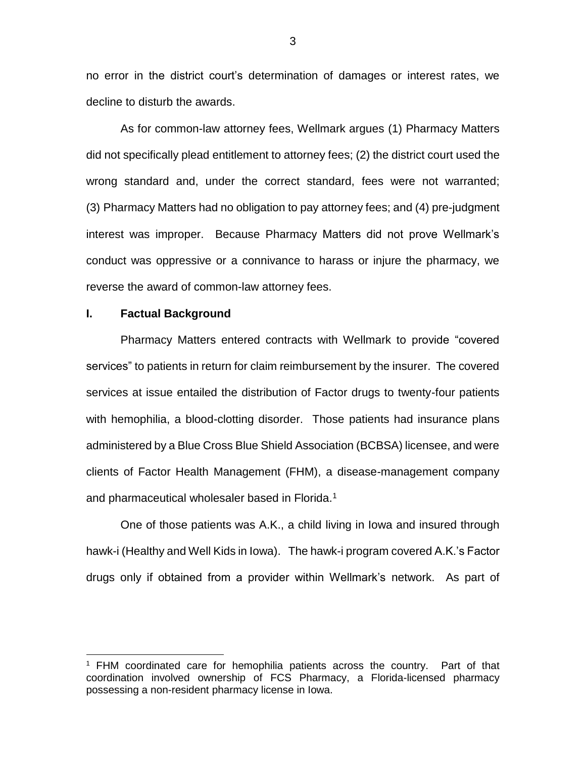no error in the district court's determination of damages or interest rates, we decline to disturb the awards.

As for common-law attorney fees, Wellmark argues (1) Pharmacy Matters did not specifically plead entitlement to attorney fees; (2) the district court used the wrong standard and, under the correct standard, fees were not warranted; (3) Pharmacy Matters had no obligation to pay attorney fees; and (4) pre-judgment interest was improper. Because Pharmacy Matters did not prove Wellmark's conduct was oppressive or a connivance to harass or injure the pharmacy, we reverse the award of common-law attorney fees.

## I. Factual Background

Pharmacy Matters entered contracts with Wellmark to provide "covered services" to patients in return for claim reimbursement by the insurer. The covered services at issue entailed the distribution of Factor drugs to twenty-four patients with hemophilia, a blood-clotting disorder. Those patients had insurance plans administered by a Blue Cross Blue Shield Association (BCBSA) licensee, and were clients of Factor Health Management (FHM), a disease-management company and pharmaceutical wholesaler based in Florida.[1]

One of those patients was A.K., a child living in Iowa and insured through hawk-i (Healthy and Well Kids in Iowa). The hawk-i program covered A.K.'s Factor drugs only if obtained from a provider within Wellmark's network. As part of

[1] FHM coordinated care for hemophilia patients across the country. Part of that coordination involved ownership of FCS Pharmacy, a Florida-licensed pharmacy possessing a non-resident pharmacy license in Iowa.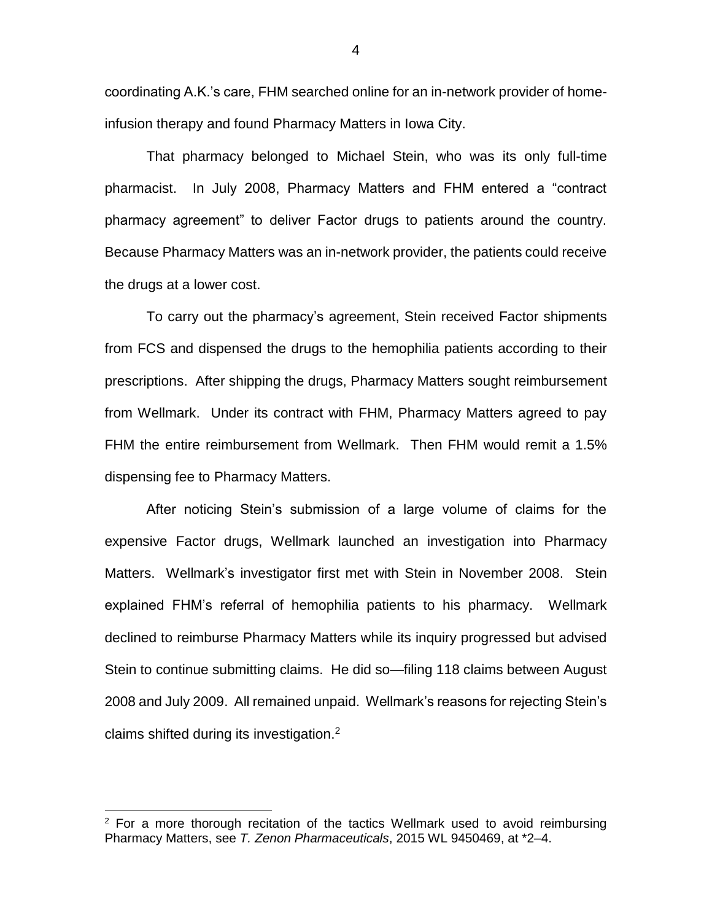coordinating A.K.'s care, FHM searched online for an in-network provider of home-infusion therapy and found Pharmacy Matters in Iowa City.

That pharmacy belonged to Michael Stein, who was its only full-time pharmacist. In July 2008, Pharmacy Matters and FHM entered a "contract pharmacy agreement" to deliver Factor drugs to patients around the country. Because Pharmacy Matters was an in-network provider, the patients could receive the drugs at a lower cost.

To carry out the pharmacy's agreement, Stein received Factor shipments from FCS and dispensed the drugs to the hemophilia patients according to their prescriptions. After shipping the drugs, Pharmacy Matters sought reimbursement from Wellmark. Under its contract with FHM, Pharmacy Matters agreed to pay FHM the entire reimbursement from Wellmark. Then FHM would remit a 1.5% dispensing fee to Pharmacy Matters.

After noticing Stein's submission of a large volume of claims for the expensive Factor drugs, Wellmark launched an investigation into Pharmacy Matters. Wellmark's investigator first met with Stein in November 2008. Stein explained FHM's referral of hemophilia patients to his pharmacy. Wellmark declined to reimburse Pharmacy Matters while its inquiry progressed but advised Stein to continue submitting claims. He did so—filing 118 claims between August 2008 and July 2009. All remained unpaid. Wellmark's reasons for rejecting Stein's claims shifted during its investigation.[2]

---

[2] For a more thorough recitation of the tactics Wellmark used to avoid reimbursing Pharmacy Matters, see *T. Zenon Pharmaceuticals*, 2015 WL 9450469, at *2–4.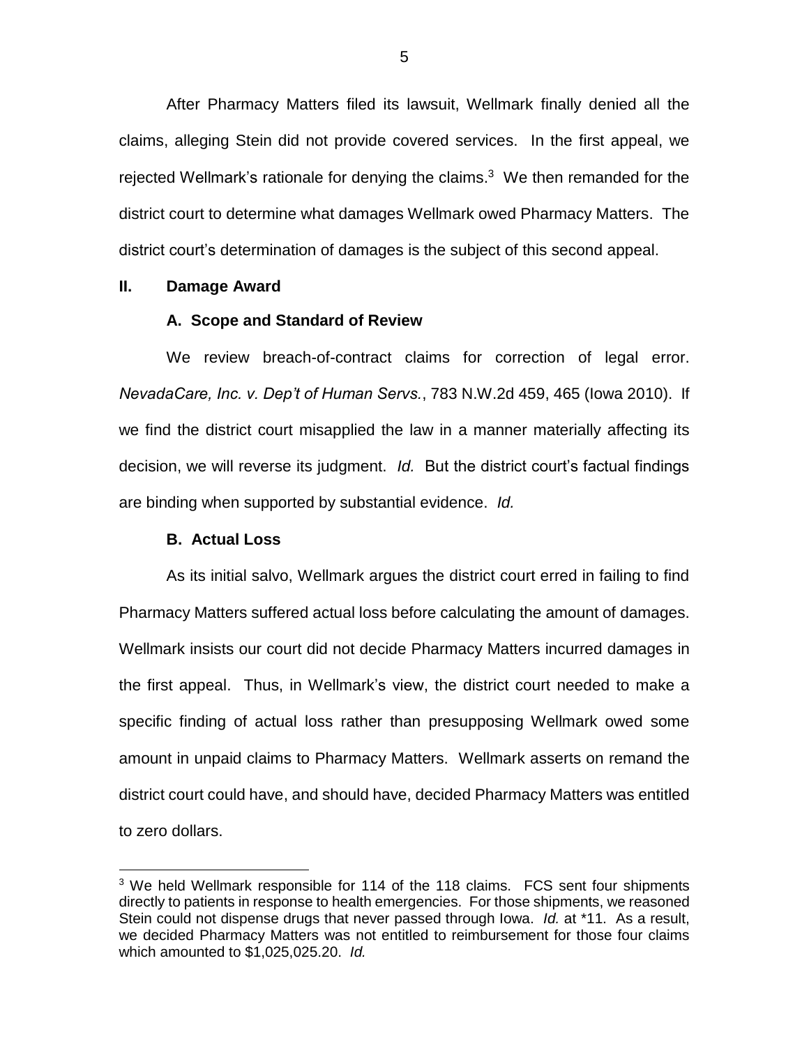After Pharmacy Matters filed its lawsuit, Wellmark finally denied all the claims, alleging Stein did not provide covered services. In the first appeal, we rejected Wellmark's rationale for denying the claims.[3] We then remanded for the district court to determine what damages Wellmark owed Pharmacy Matters. The district court's determination of damages is the subject of this second appeal.

## II. Damage Award

### A. Scope and Standard of Review

We review breach-of-contract claims for correction of legal error. *NevadaCare, Inc. v. Dep't of Human Servs.*, 783 N.W.2d 459, 465 (Iowa 2010). If we find the district court misapplied the law in a manner materially affecting its decision, we will reverse its judgment. *Id.* But the district court's factual findings are binding when supported by substantial evidence. *Id.*

### B. Actual Loss

As its initial salvo, Wellmark argues the district court erred in failing to find Pharmacy Matters suffered actual loss before calculating the amount of damages. Wellmark insists our court did not decide Pharmacy Matters incurred damages in the first appeal. Thus, in Wellmark's view, the district court needed to make a specific finding of actual loss rather than presupposing Wellmark owed some amount in unpaid claims to Pharmacy Matters. Wellmark asserts on remand the district court could have, and should have, decided Pharmacy Matters was entitled to zero dollars.

---

[3] We held Wellmark responsible for 114 of the 118 claims. FCS sent four shipments directly to patients in response to health emergencies. For those shipments, we reasoned Stein could not dispense drugs that never passed through Iowa. *Id.* at *11. As a result, we decided Pharmacy Matters was not entitled to reimbursement for those four claims which amounted to $1,025,025.20. *Id.*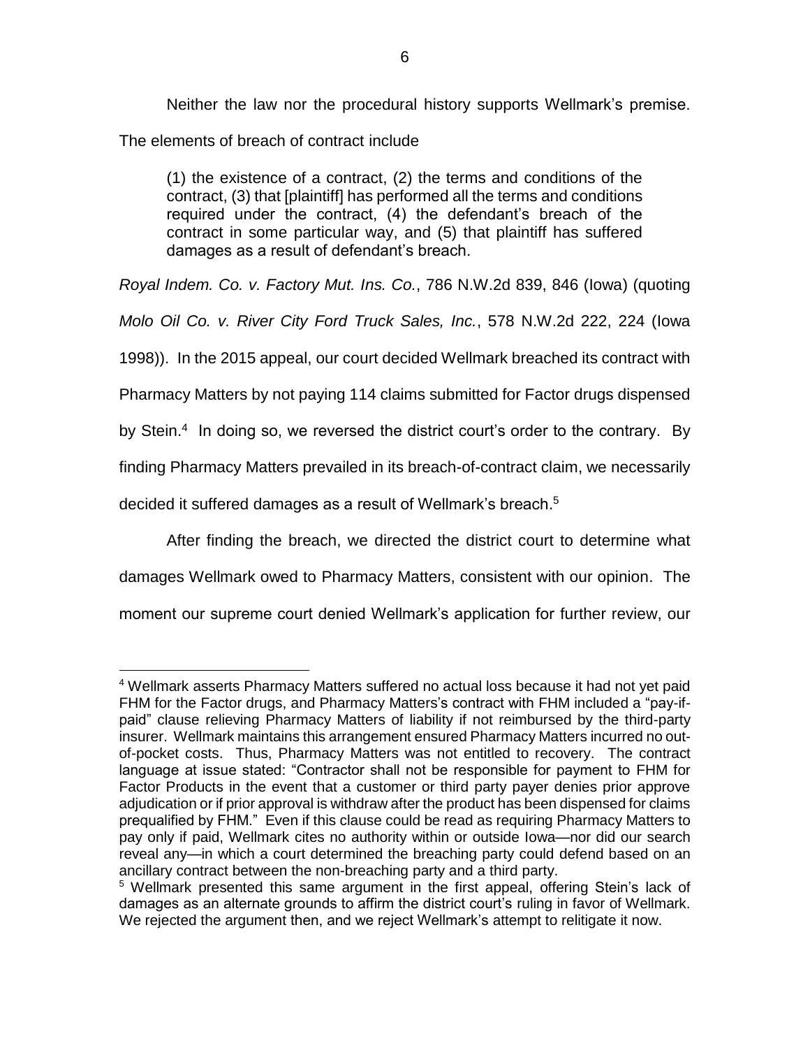Neither the law nor the procedural history supports Wellmark's premise. The elements of breach of contract include

> (1) the existence of a contract, (2) the terms and conditions of the contract, (3) that [plaintiff] has performed all the terms and conditions required under the contract, (4) the defendant's breach of the contract in some particular way, and (5) that plaintiff has suffered damages as a result of defendant's breach.

*Royal Indem. Co. v. Factory Mut. Ins. Co.*, 786 N.W.2d 839, 846 (Iowa) (quoting *Molo Oil Co. v. River City Ford Truck Sales, Inc.*, 578 N.W.2d 222, 224 (Iowa 1998)). In the 2015 appeal, our court decided Wellmark breached its contract with Pharmacy Matters by not paying 114 claims submitted for Factor drugs dispensed by Stein.[4] In doing so, we reversed the district court's order to the contrary. By finding Pharmacy Matters prevailed in its breach-of-contract claim, we necessarily decided it suffered damages as a result of Wellmark's breach.[5]

After finding the breach, we directed the district court to determine what damages Wellmark owed to Pharmacy Matters, consistent with our opinion. The moment our supreme court denied Wellmark's application for further review, our

---

[4] Wellmark asserts Pharmacy Matters suffered no actual loss because it had not yet paid FHM for the Factor drugs, and Pharmacy Matters's contract with FHM included a "pay-if-paid" clause relieving Pharmacy Matters of liability if not reimbursed by the third-party insurer. Wellmark maintains this arrangement ensured Pharmacy Matters incurred no out-of-pocket costs. Thus, Pharmacy Matters was not entitled to recovery. The contract language at issue stated: "Contractor shall not be responsible for payment to FHM for Factor Products in the event that a customer or third party payer denies prior approve adjudication or if prior approval is withdraw after the product has been dispensed for claims prequalified by FHM." Even if this clause could be read as requiring Pharmacy Matters to pay only if paid, Wellmark cites no authority within or outside Iowa—nor did our search reveal any—in which a court determined the breaching party could defend based on an ancillary contract between the non-breaching party and a third party.

[5] Wellmark presented this same argument in the first appeal, offering Stein's lack of damages as an alternate grounds to affirm the district court's ruling in favor of Wellmark. We rejected the argument then, and we reject Wellmark's attempt to relitigate it now.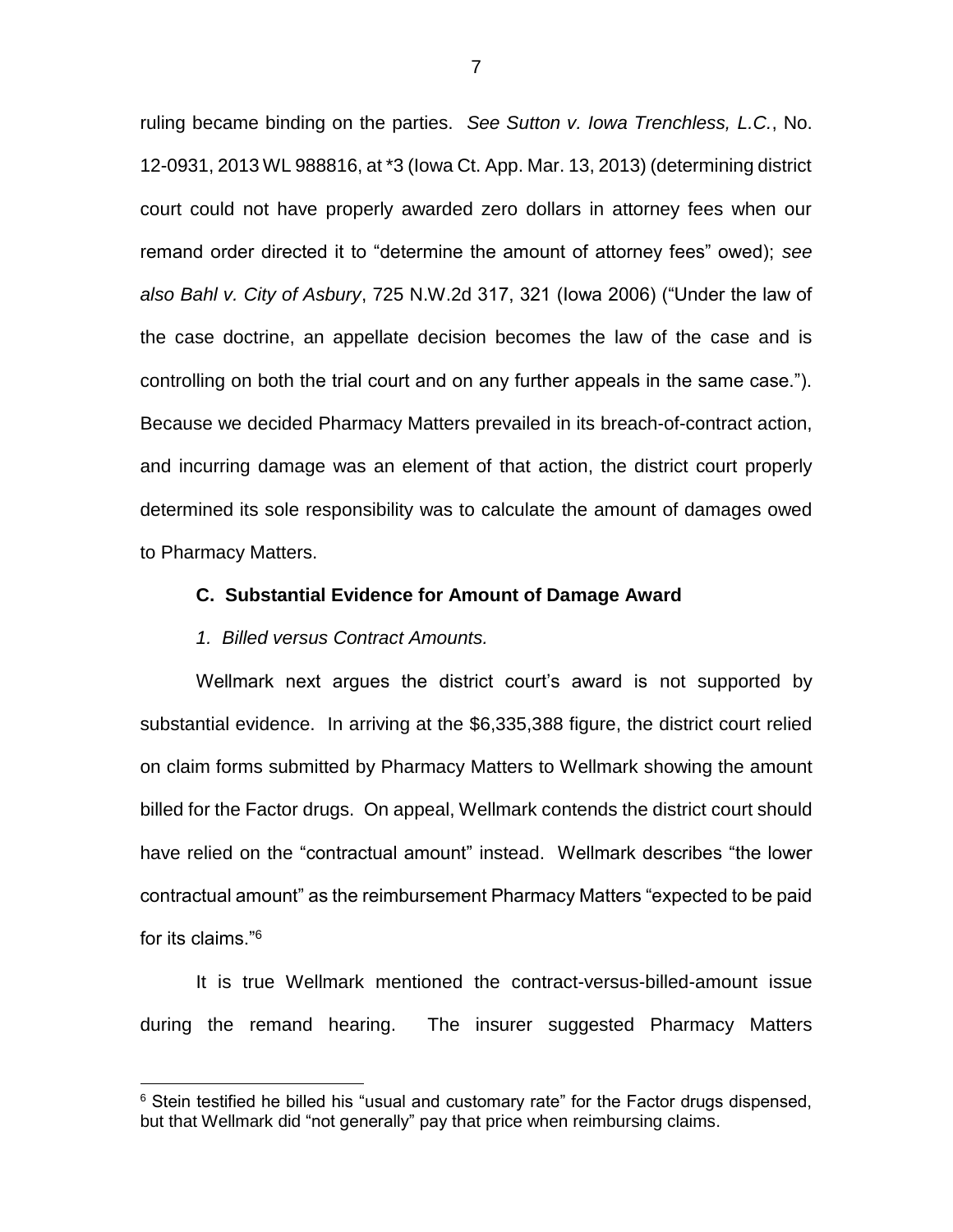ruling became binding on the parties. *See Sutton v. Iowa Trenchless, L.C.*, No. 12-0931, 2013 WL 988816, at *3 (Iowa Ct. App. Mar. 13, 2013) (determining district court could not have properly awarded zero dollars in attorney fees when our remand order directed it to "determine the amount of attorney fees" owed); *see also Bahl v. City of Asbury*, 725 N.W.2d 317, 321 (Iowa 2006) ("Under the law of the case doctrine, an appellate decision becomes the law of the case and is controlling on both the trial court and on any further appeals in the same case."). Because we decided Pharmacy Matters prevailed in its breach-of-contract action, and incurring damage was an element of that action, the district court properly determined its sole responsibility was to calculate the amount of damages owed to Pharmacy Matters.

### C. Substantial Evidence for Amount of Damage Award

*1. Billed versus Contract Amounts.*

Wellmark next argues the district court's award is not supported by substantial evidence. In arriving at the $6,335,388 figure, the district court relied on claim forms submitted by Pharmacy Matters to Wellmark showing the amount billed for the Factor drugs. On appeal, Wellmark contends the district court should have relied on the "contractual amount" instead. Wellmark describes "the lower contractual amount" as the reimbursement Pharmacy Matters "expected to be paid for its claims."[6]

It is true Wellmark mentioned the contract-versus-billed-amount issue during the remand hearing. The insurer suggested Pharmacy Matters

[6] Stein testified he billed his "usual and customary rate" for the Factor drugs dispensed, but that Wellmark did "not generally" pay that price when reimbursing claims.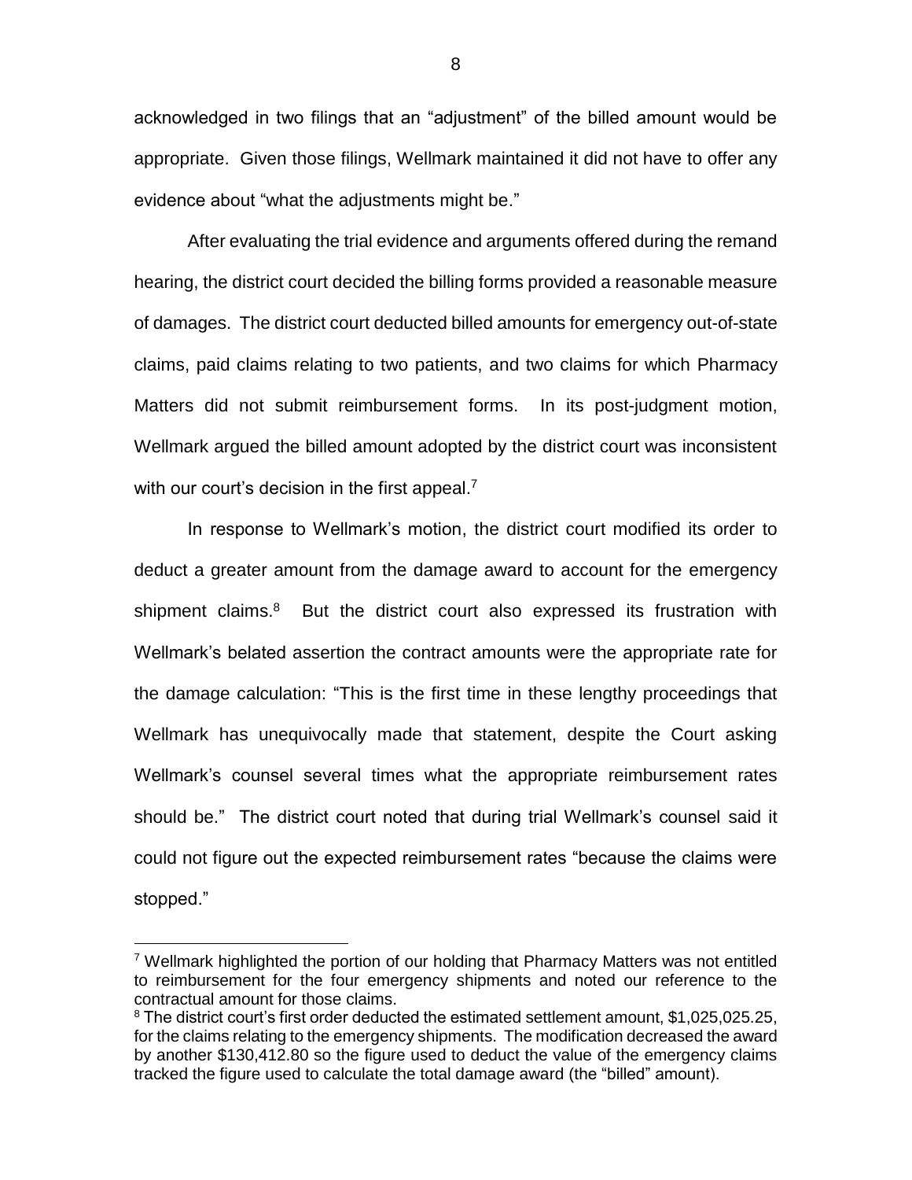acknowledged in two filings that an "adjustment" of the billed amount would be appropriate. Given those filings, Wellmark maintained it did not have to offer any evidence about "what the adjustments might be."

After evaluating the trial evidence and arguments offered during the remand hearing, the district court decided the billing forms provided a reasonable measure of damages. The district court deducted billed amounts for emergency out-of-state claims, paid claims relating to two patients, and two claims for which Pharmacy Matters did not submit reimbursement forms. In its post-judgment motion, Wellmark argued the billed amount adopted by the district court was inconsistent with our court's decision in the first appeal.[7]

In response to Wellmark's motion, the district court modified its order to deduct a greater amount from the damage award to account for the emergency shipment claims.[8] But the district court also expressed its frustration with Wellmark's belated assertion the contract amounts were the appropriate rate for the damage calculation: "This is the first time in these lengthy proceedings that Wellmark has unequivocally made that statement, despite the Court asking Wellmark's counsel several times what the appropriate reimbursement rates should be." The district court noted that during trial Wellmark's counsel said it could not figure out the expected reimbursement rates "because the claims were stopped."

---

[7] Wellmark highlighted the portion of our holding that Pharmacy Matters was not entitled to reimbursement for the four emergency shipments and noted our reference to the contractual amount for those claims.

[8] The district court's first order deducted the estimated settlement amount, $1,025,025.25, for the claims relating to the emergency shipments. The modification decreased the award by another $130,412.80 so the figure used to deduct the value of the emergency claims tracked the figure used to calculate the total damage award (the "billed" amount).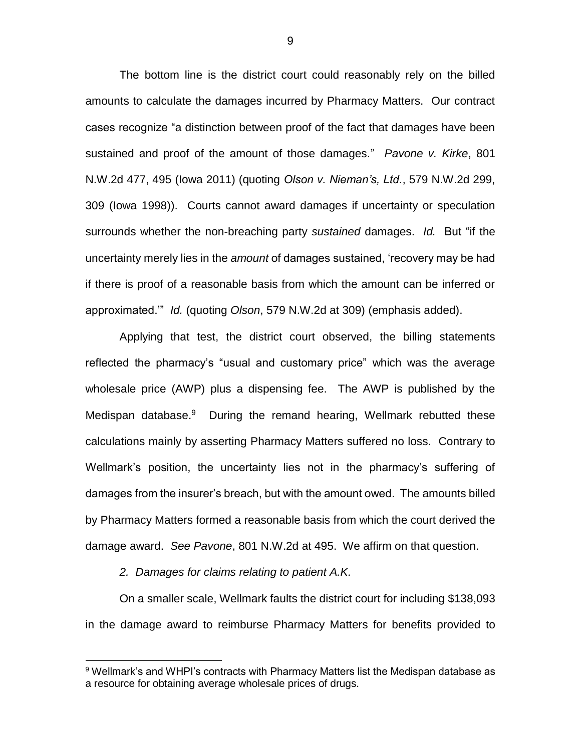The bottom line is the district court could reasonably rely on the billed amounts to calculate the damages incurred by Pharmacy Matters. Our contract cases recognize "a distinction between proof of the fact that damages have been sustained and proof of the amount of those damages." *Pavone v. Kirke*, 801 N.W.2d 477, 495 (Iowa 2011) (quoting *Olson v. Nieman's, Ltd.*, 579 N.W.2d 299, 309 (Iowa 1998)). Courts cannot award damages if uncertainty or speculation surrounds whether the non-breaching party *sustained* damages. *Id.* But "if the uncertainty merely lies in the *amount* of damages sustained, 'recovery may be had if there is proof of a reasonable basis from which the amount can be inferred or approximated.'" *Id.* (quoting *Olson*, 579 N.W.2d at 309) (emphasis added).

Applying that test, the district court observed, the billing statements reflected the pharmacy's "usual and customary price" which was the average wholesale price (AWP) plus a dispensing fee. The AWP is published by the Medispan database.[9] During the remand hearing, Wellmark rebutted these calculations mainly by asserting Pharmacy Matters suffered no loss. Contrary to Wellmark's position, the uncertainty lies not in the pharmacy's suffering of damages from the insurer's breach, but with the amount owed. The amounts billed by Pharmacy Matters formed a reasonable basis from which the court derived the damage award. *See Pavone*, 801 N.W.2d at 495. We affirm on that question.

*2. Damages for claims relating to patient A.K.*

On a smaller scale, Wellmark faults the district court for including $138,093 in the damage award to reimburse Pharmacy Matters for benefits provided to

[9] Wellmark's and WHPI's contracts with Pharmacy Matters list the Medispan database as a resource for obtaining average wholesale prices of drugs.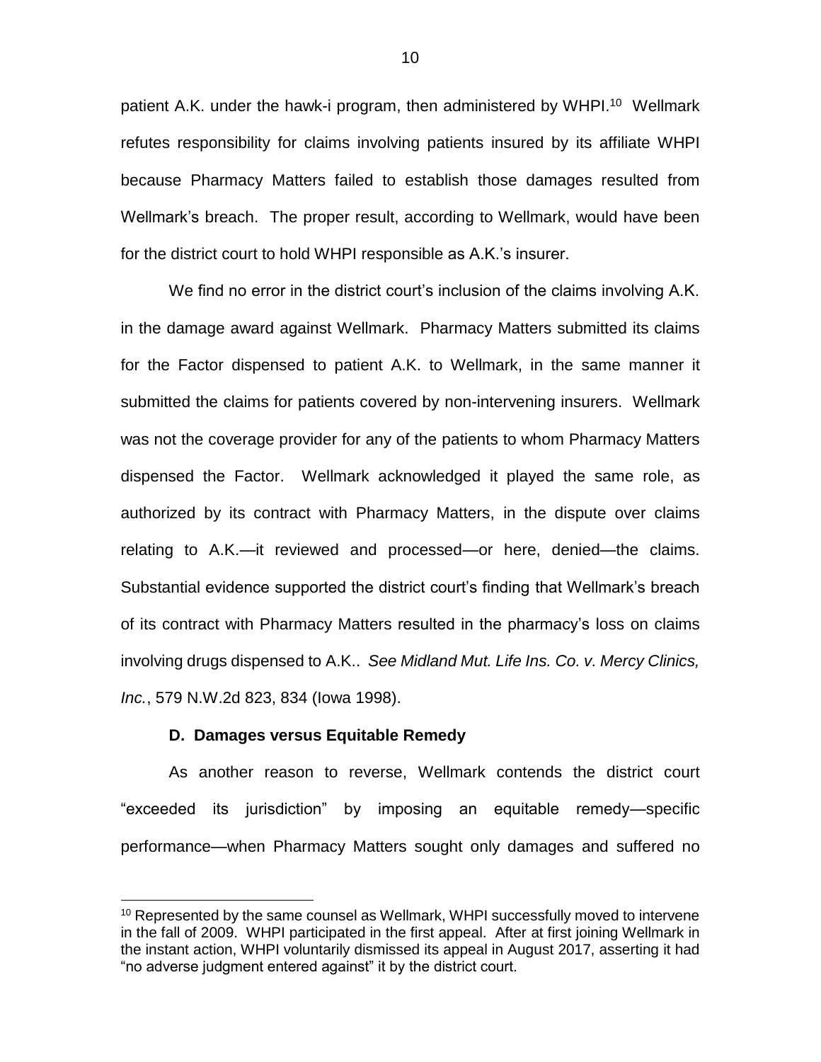patient A.K. under the hawk-i program, then administered by WHPI.[10] Wellmark refutes responsibility for claims involving patients insured by its affiliate WHPI because Pharmacy Matters failed to establish those damages resulted from Wellmark's breach. The proper result, according to Wellmark, would have been for the district court to hold WHPI responsible as A.K.'s insurer.

We find no error in the district court's inclusion of the claims involving A.K. in the damage award against Wellmark. Pharmacy Matters submitted its claims for the Factor dispensed to patient A.K. to Wellmark, in the same manner it submitted the claims for patients covered by non-intervening insurers. Wellmark was not the coverage provider for any of the patients to whom Pharmacy Matters dispensed the Factor. Wellmark acknowledged it played the same role, as authorized by its contract with Pharmacy Matters, in the dispute over claims relating to A.K.—it reviewed and processed—or here, denied—the claims. Substantial evidence supported the district court's finding that Wellmark's breach of its contract with Pharmacy Matters resulted in the pharmacy's loss on claims involving drugs dispensed to A.K.. *See Midland Mut. Life Ins. Co. v. Mercy Clinics, Inc.*, 579 N.W.2d 823, 834 (Iowa 1998).

### D. Damages versus Equitable Remedy

As another reason to reverse, Wellmark contends the district court "exceeded its jurisdiction" by imposing an equitable remedy—specific performance—when Pharmacy Matters sought only damages and suffered no

---

[10] Represented by the same counsel as Wellmark, WHPI successfully moved to intervene in the fall of 2009. WHPI participated in the first appeal. After at first joining Wellmark in the instant action, WHPI voluntarily dismissed its appeal in August 2017, asserting it had "no adverse judgment entered against" it by the district court.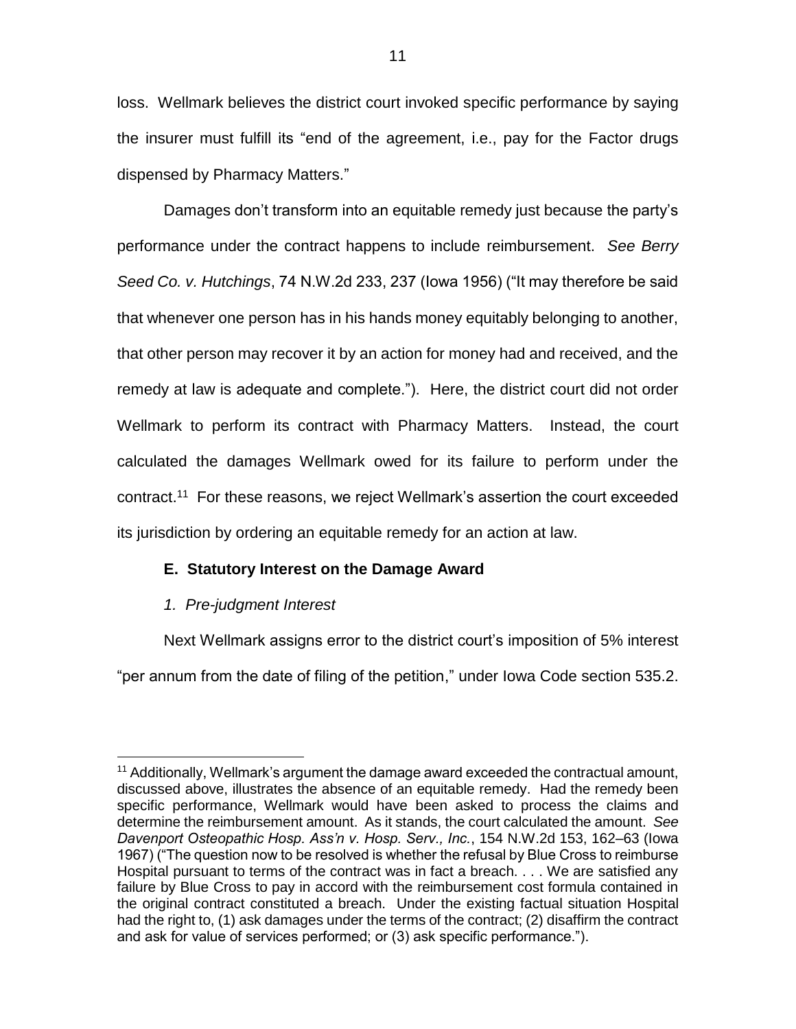loss. Wellmark believes the district court invoked specific performance by saying the insurer must fulfill its "end of the agreement, i.e., pay for the Factor drugs dispensed by Pharmacy Matters."

Damages don't transform into an equitable remedy just because the party's performance under the contract happens to include reimbursement. *See Berry Seed Co. v. Hutchings*, 74 N.W.2d 233, 237 (Iowa 1956) ("It may therefore be said that whenever one person has in his hands money equitably belonging to another, that other person may recover it by an action for money had and received, and the remedy at law is adequate and complete."). Here, the district court did not order Wellmark to perform its contract with Pharmacy Matters. Instead, the court calculated the damages Wellmark owed for its failure to perform under the contract.[11] For these reasons, we reject Wellmark's assertion the court exceeded its jurisdiction by ordering an equitable remedy for an action at law.

### E. Statutory Interest on the Damage Award

#### *1. Pre-judgment Interest*

Next Wellmark assigns error to the district court's imposition of 5% interest "per annum from the date of filing of the petition," under Iowa Code section 535.2.

---

[11] Additionally, Wellmark's argument the damage award exceeded the contractual amount, discussed above, illustrates the absence of an equitable remedy. Had the remedy been specific performance, Wellmark would have been asked to process the claims and determine the reimbursement amount. As it stands, the court calculated the amount. *See Davenport Osteopathic Hosp. Ass'n v. Hosp. Serv., Inc.*, 154 N.W.2d 153, 162–63 (Iowa 1967) ("The question now to be resolved is whether the refusal by Blue Cross to reimburse Hospital pursuant to terms of the contract was in fact a breach. . . . We are satisfied any failure by Blue Cross to pay in accord with the reimbursement cost formula contained in the original contract constituted a breach. Under the existing factual situation Hospital had the right to, (1) ask damages under the terms of the contract; (2) disaffirm the contract and ask for value of services performed; or (3) ask specific performance.").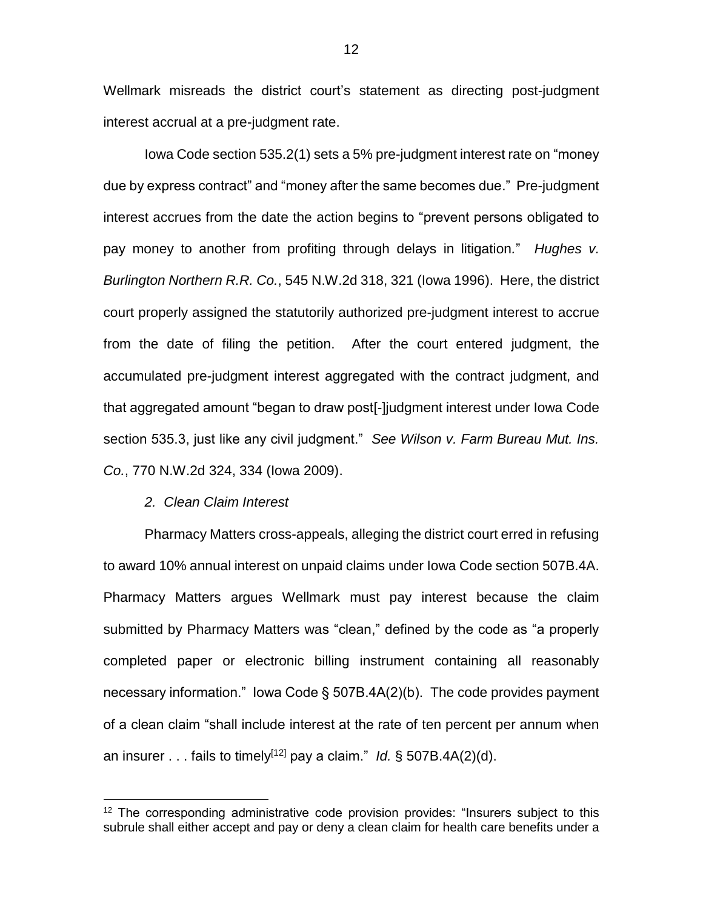Wellmark misreads the district court's statement as directing post-judgment interest accrual at a pre-judgment rate.

Iowa Code section 535.2(1) sets a 5% pre-judgment interest rate on "money due by express contract" and "money after the same becomes due." Pre-judgment interest accrues from the date the action begins to "prevent persons obligated to pay money to another from profiting through delays in litigation." *Hughes v. Burlington Northern R.R. Co.*, 545 N.W.2d 318, 321 (Iowa 1996). Here, the district court properly assigned the statutorily authorized pre-judgment interest to accrue from the date of filing the petition. After the court entered judgment, the accumulated pre-judgment interest aggregated with the contract judgment, and that aggregated amount "began to draw post[-]judgment interest under Iowa Code section 535.3, just like any civil judgment." *See Wilson v. Farm Bureau Mut. Ins. Co.*, 770 N.W.2d 324, 334 (Iowa 2009).

*2. Clean Claim Interest*

Pharmacy Matters cross-appeals, alleging the district court erred in refusing to award 10% annual interest on unpaid claims under Iowa Code section 507B.4A. Pharmacy Matters argues Wellmark must pay interest because the claim submitted by Pharmacy Matters was "clean," defined by the code as "a properly completed paper or electronic billing instrument containing all reasonably necessary information." Iowa Code § 507B.4A(2)(b). The code provides payment of a clean claim "shall include interest at the rate of ten percent per annum when an insurer . . . fails to timely[12] pay a claim." *Id.* § 507B.4A(2)(d).

[12] The corresponding administrative code provision provides: "Insurers subject to this subrule shall either accept and pay or deny a clean claim for health care benefits under a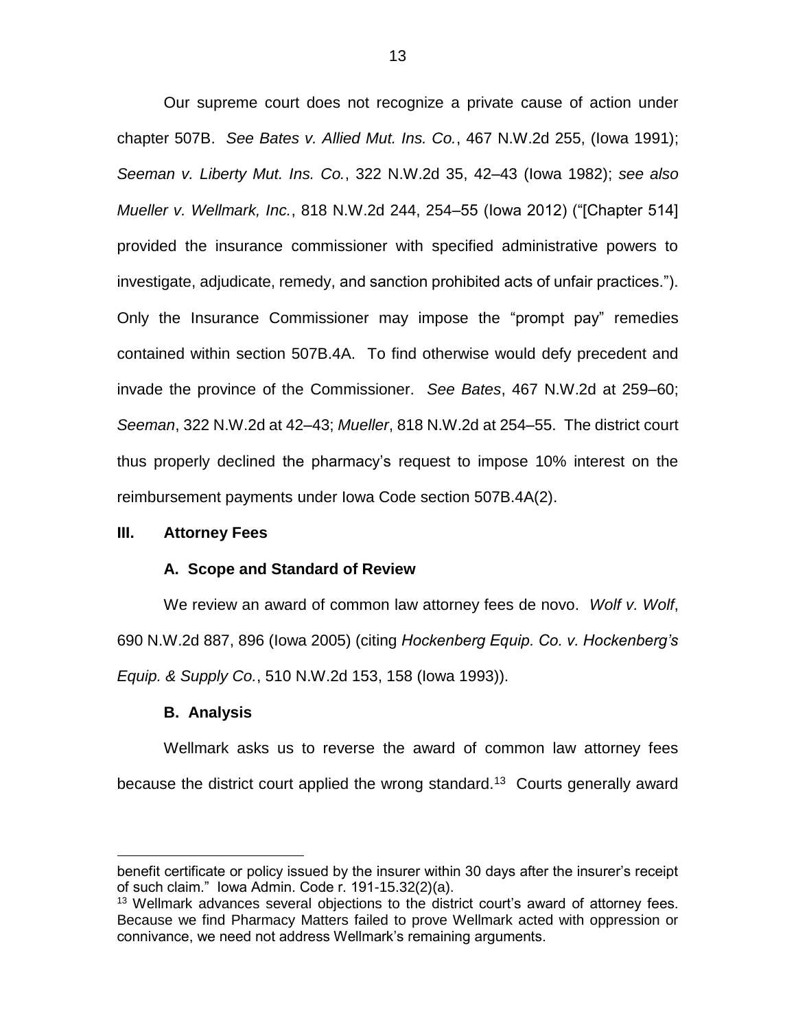Our supreme court does not recognize a private cause of action under chapter 507B. *See Bates v. Allied Mut. Ins. Co.*, 467 N.W.2d 255, (Iowa 1991); *Seeman v. Liberty Mut. Ins. Co.*, 322 N.W.2d 35, 42–43 (Iowa 1982); *see also Mueller v. Wellmark, Inc.*, 818 N.W.2d 244, 254–55 (Iowa 2012) ("[Chapter 514] provided the insurance commissioner with specified administrative powers to investigate, adjudicate, remedy, and sanction prohibited acts of unfair practices."). Only the Insurance Commissioner may impose the "prompt pay" remedies contained within section 507B.4A. To find otherwise would defy precedent and invade the province of the Commissioner. *See Bates*, 467 N.W.2d at 259–60; *Seeman*, 322 N.W.2d at 42–43; *Mueller*, 818 N.W.2d at 254–55. The district court thus properly declined the pharmacy's request to impose 10% interest on the reimbursement payments under Iowa Code section 507B.4A(2).

## III. Attorney Fees

### A. Scope and Standard of Review

We review an award of common law attorney fees de novo. *Wolf v. Wolf*, 690 N.W.2d 887, 896 (Iowa 2005) (citing *Hockenberg Equip. Co. v. Hockenberg's Equip. & Supply Co.*, 510 N.W.2d 153, 158 (Iowa 1993)).

### B. Analysis

Wellmark asks us to reverse the award of common law attorney fees because the district court applied the wrong standard.[13] Courts generally award

---

benefit certificate or policy issued by the insurer within 30 days after the insurer's receipt of such claim." Iowa Admin. Code r. 191-15.32(2)(a).

[13] Wellmark advances several objections to the district court's award of attorney fees. Because we find Pharmacy Matters failed to prove Wellmark acted with oppression or connivance, we need not address Wellmark's remaining arguments.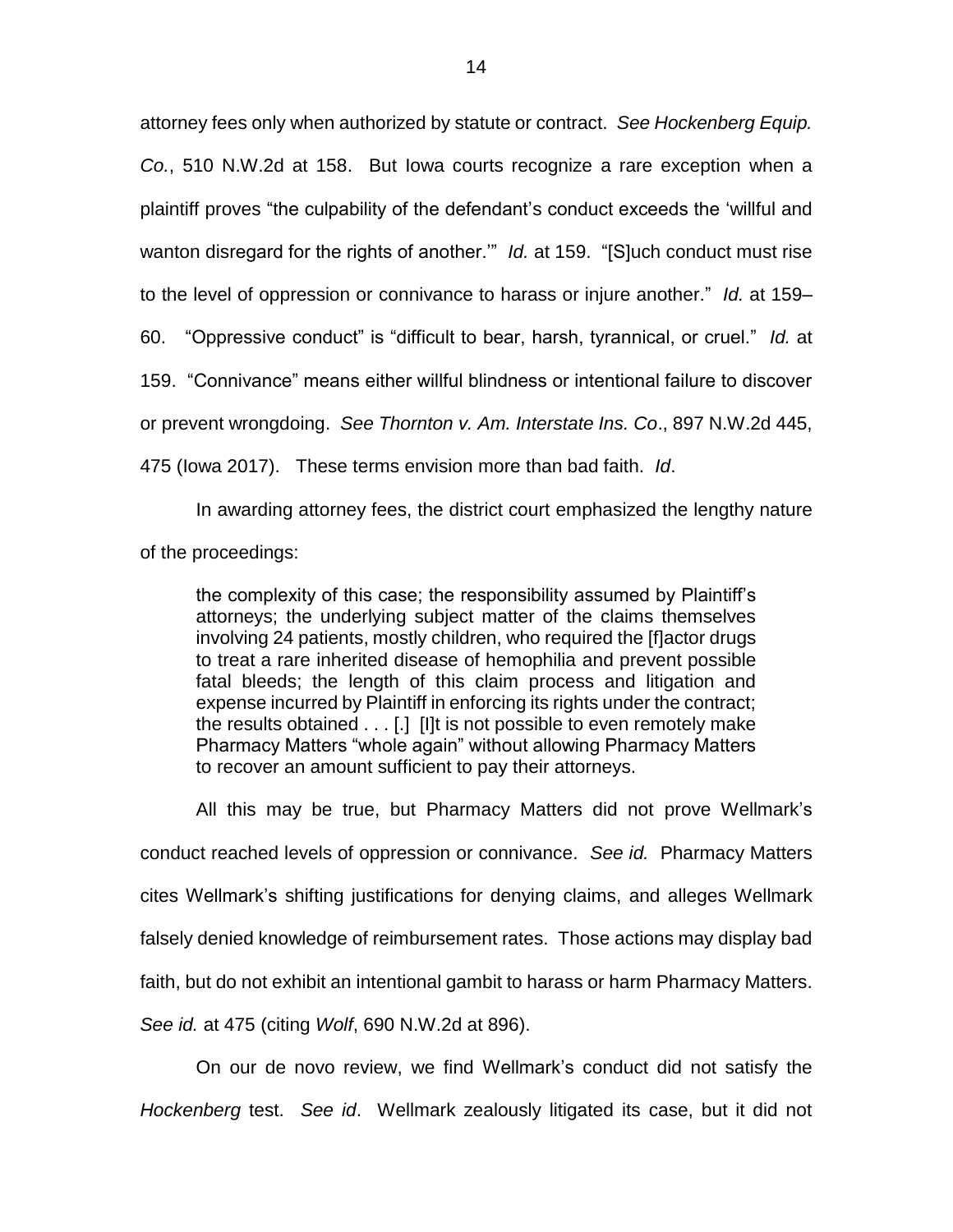attorney fees only when authorized by statute or contract. *See Hockenberg Equip. Co.*, 510 N.W.2d at 158. But Iowa courts recognize a rare exception when a plaintiff proves "the culpability of the defendant's conduct exceeds the 'willful and wanton disregard for the rights of another.'" *Id.* at 159. "[S]uch conduct must rise to the level of oppression or connivance to harass or injure another." *Id.* at 159–60. "Oppressive conduct" is "difficult to bear, harsh, tyrannical, or cruel." *Id.* at 159. "Connivance" means either willful blindness or intentional failure to discover or prevent wrongdoing. *See Thornton v. Am. Interstate Ins. Co*., 897 N.W.2d 445, 475 (Iowa 2017). These terms envision more than bad faith. *Id*.

In awarding attorney fees, the district court emphasized the lengthy nature of the proceedings:

> the complexity of this case; the responsibility assumed by Plaintiff's attorneys; the underlying subject matter of the claims themselves involving 24 patients, mostly children, who required the [f]actor drugs to treat a rare inherited disease of hemophilia and prevent possible fatal bleeds; the length of this claim process and litigation and expense incurred by Plaintiff in enforcing its rights under the contract; the results obtained . . . [.] [I]t is not possible to even remotely make Pharmacy Matters "whole again" without allowing Pharmacy Matters to recover an amount sufficient to pay their attorneys.

All this may be true, but Pharmacy Matters did not prove Wellmark's conduct reached levels of oppression or connivance. *See id.* Pharmacy Matters cites Wellmark's shifting justifications for denying claims, and alleges Wellmark falsely denied knowledge of reimbursement rates. Those actions may display bad faith, but do not exhibit an intentional gambit to harass or harm Pharmacy Matters. *See id.* at 475 (citing *Wolf*, 690 N.W.2d at 896).

On our de novo review, we find Wellmark's conduct did not satisfy the *Hockenberg* test. *See id*. Wellmark zealously litigated its case, but it did not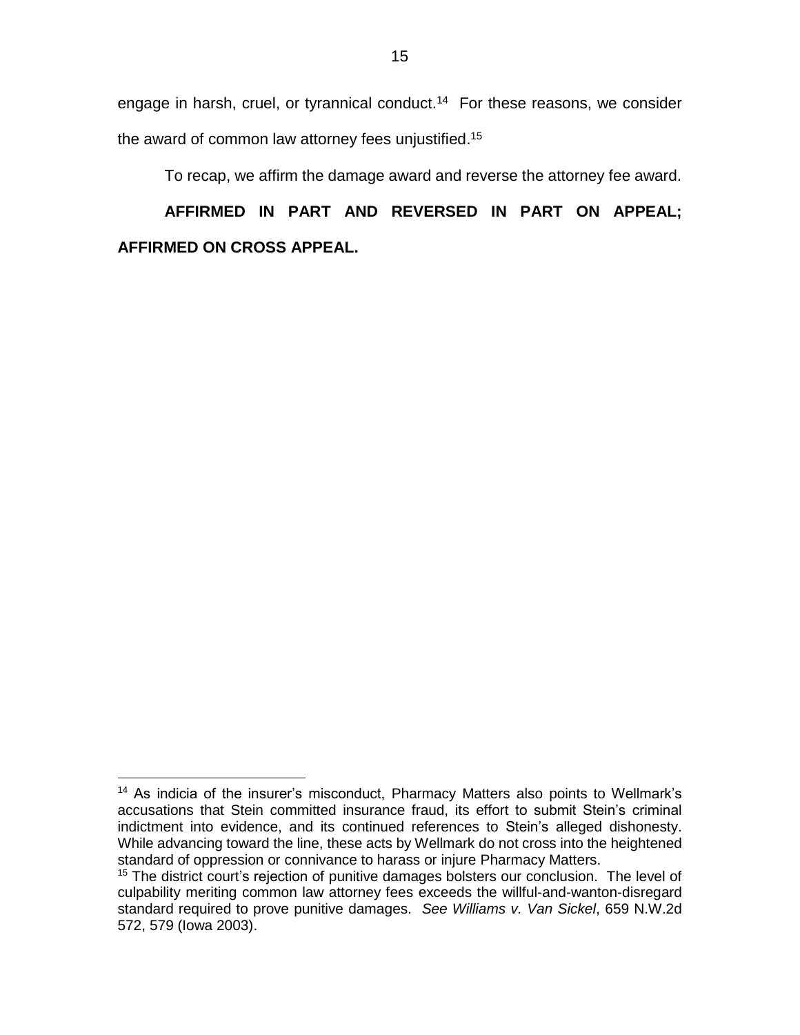engage in harsh, cruel, or tyrannical conduct.[14] For these reasons, we consider the award of common law attorney fees unjustified.[15]

To recap, we affirm the damage award and reverse the attorney fee award.

**AFFIRMED IN PART AND REVERSED IN PART ON APPEAL; AFFIRMED ON CROSS APPEAL.**

---

[14] As indicia of the insurer's misconduct, Pharmacy Matters also points to Wellmark's accusations that Stein committed insurance fraud, its effort to submit Stein's criminal indictment into evidence, and its continued references to Stein's alleged dishonesty. While advancing toward the line, these acts by Wellmark do not cross into the heightened standard of oppression or connivance to harass or injure Pharmacy Matters.

[15] The district court's rejection of punitive damages bolsters our conclusion. The level of culpability meriting common law attorney fees exceeds the willful-and-wanton-disregard standard required to prove punitive damages. *See Williams v. Van Sickel*, 659 N.W.2d 572, 579 (Iowa 2003).